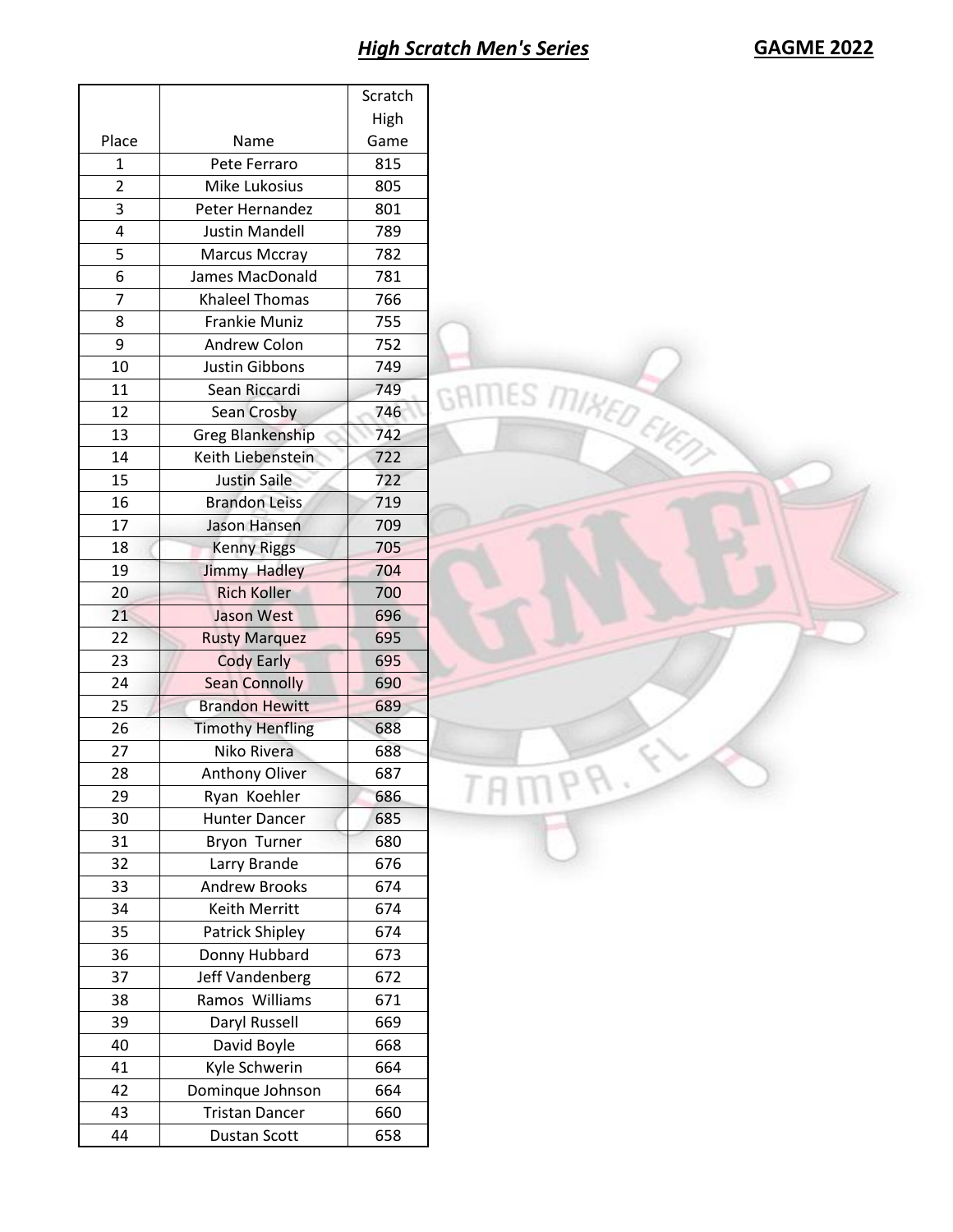# *High Scratch Men's Series*

**GAGME 2022**

| Place | Name | Scratch High Game |
|---|---|---|
| 1 | Pete Ferraro | 815 |
| 2 | Mike Lukosius | 805 |
| 3 | Peter Hernandez | 801 |
| 4 | Justin Mandell | 789 |
| 5 | Marcus Mccray | 782 |
| 6 | James MacDonald | 781 |
| 7 | Khaleel Thomas | 766 |
| 8 | Frankie Muniz | 755 |
| 9 | Andrew Colon | 752 |
| 10 | Justin Gibbons | 749 |
| 11 | Sean Riccardi | 749 |
| 12 | Sean Crosby | 746 |
| 13 | Greg Blankenship | 742 |
| 14 | Keith Liebenstein | 722 |
| 15 | Justin Saile | 722 |
| 16 | Brandon Leiss | 719 |
| 17 | Jason Hansen | 709 |
| 18 | Kenny Riggs | 705 |
| 19 | Jimmy Hadley | 704 |
| 20 | Rich Koller | 700 |
| 21 | Jason West | 696 |
| 22 | Rusty Marquez | 695 |
| 23 | Cody Early | 695 |
| 24 | Sean Connolly | 690 |
| 25 | Brandon Hewitt | 689 |
| 26 | Timothy Henfling | 688 |
| 27 | Niko Rivera | 688 |
| 28 | Anthony Oliver | 687 |
| 29 | Ryan Koehler | 686 |
| 30 | Hunter Dancer | 685 |
| 31 | Bryon Turner | 680 |
| 32 | Larry Brande | 676 |
| 33 | Andrew Brooks | 674 |
| 34 | Keith Merritt | 674 |
| 35 | Patrick Shipley | 674 |
| 36 | Donny Hubbard | 673 |
| 37 | Jeff Vandenberg | 672 |
| 38 | Ramos Williams | 671 |
| 39 | Daryl Russell | 669 |
| 40 | David Boyle | 668 |
| 41 | Kyle Schwerin | 664 |
| 42 | Dominque Johnson | 664 |
| 43 | Tristan Dancer | 660 |
| 44 | Dustan Scott | 658 |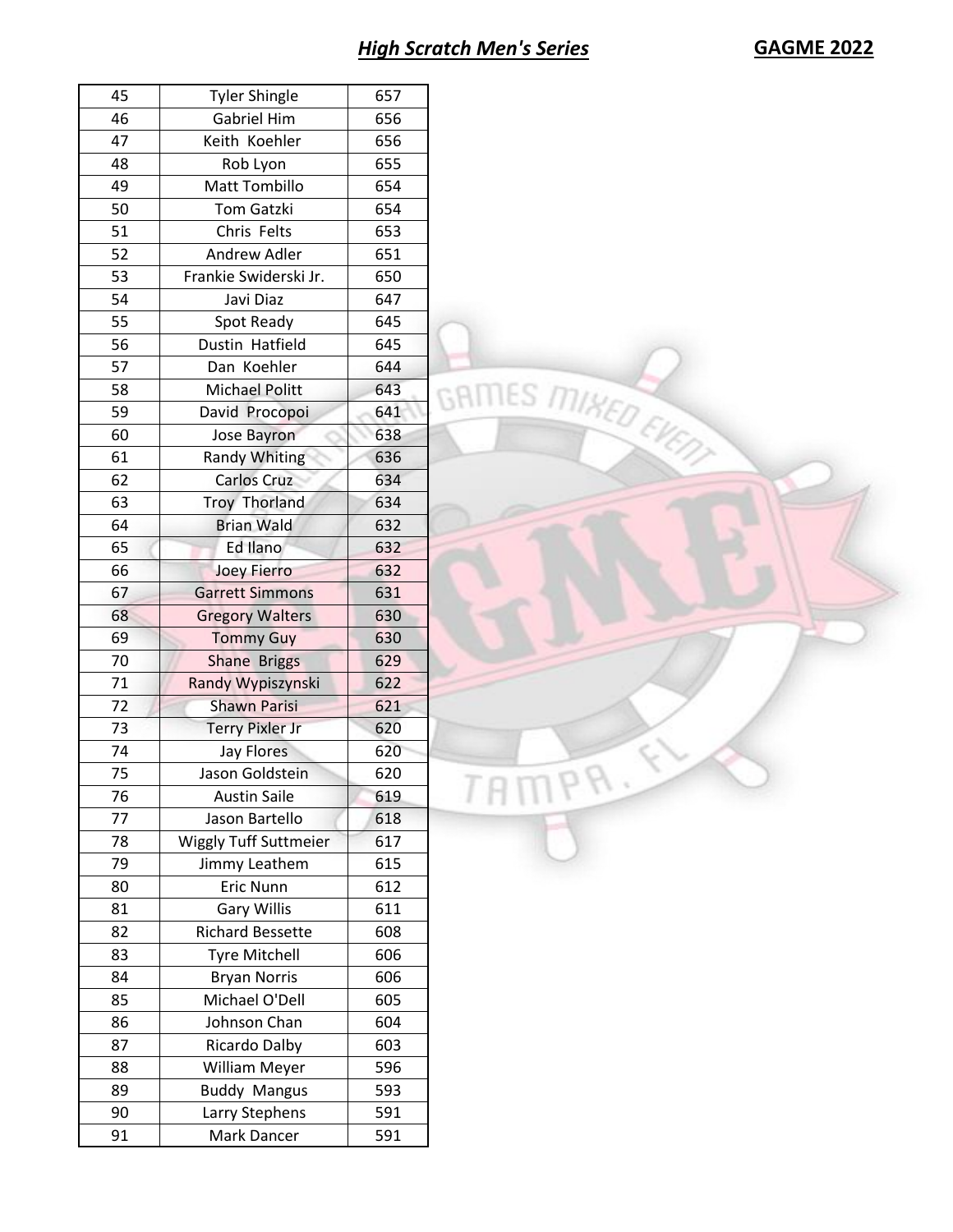## *High Scratch Men's Series*

**GAGME 2022**

| | | |
|---|---|---|
| 45 | Tyler Shingle | 657 |
| 46 | Gabriel Him | 656 |
| 47 | Keith Koehler | 656 |
| 48 | Rob Lyon | 655 |
| 49 | Matt Tombillo | 654 |
| 50 | Tom Gatzki | 654 |
| 51 | Chris Felts | 653 |
| 52 | Andrew Adler | 651 |
| 53 | Frankie Swiderski Jr. | 650 |
| 54 | Javi Diaz | 647 |
| 55 | Spot Ready | 645 |
| 56 | Dustin Hatfield | 645 |
| 57 | Dan Koehler | 644 |
| 58 | Michael Politt | 643 |
| 59 | David Procopoi | 641 |
| 60 | Jose Bayron | 638 |
| 61 | Randy Whiting | 636 |
| 62 | Carlos Cruz | 634 |
| 63 | Troy Thorland | 634 |
| 64 | Brian Wald | 632 |
| 65 | Ed Ilano | 632 |
| 66 | Joey Fierro | 632 |
| 67 | Garrett Simmons | 631 |
| 68 | Gregory Walters | 630 |
| 69 | Tommy Guy | 630 |
| 70 | Shane Briggs | 629 |
| 71 | Randy Wypiszynski | 622 |
| 72 | Shawn Parisi | 621 |
| 73 | Terry Pixler Jr | 620 |
| 74 | Jay Flores | 620 |
| 75 | Jason Goldstein | 620 |
| 76 | Austin Saile | 619 |
| 77 | Jason Bartello | 618 |
| 78 | Wiggly Tuff Suttmeier | 617 |
| 79 | Jimmy Leathem | 615 |
| 80 | Eric Nunn | 612 |
| 81 | Gary Willis | 611 |
| 82 | Richard Bessette | 608 |
| 83 | Tyre Mitchell | 606 |
| 84 | Bryan Norris | 606 |
| 85 | Michael O'Dell | 605 |
| 86 | Johnson Chan | 604 |
| 87 | Ricardo Dalby | 603 |
| 88 | William Meyer | 596 |
| 89 | Buddy Mangus | 593 |
| 90 | Larry Stephens | 591 |
| 91 | Mark Dancer | 591 |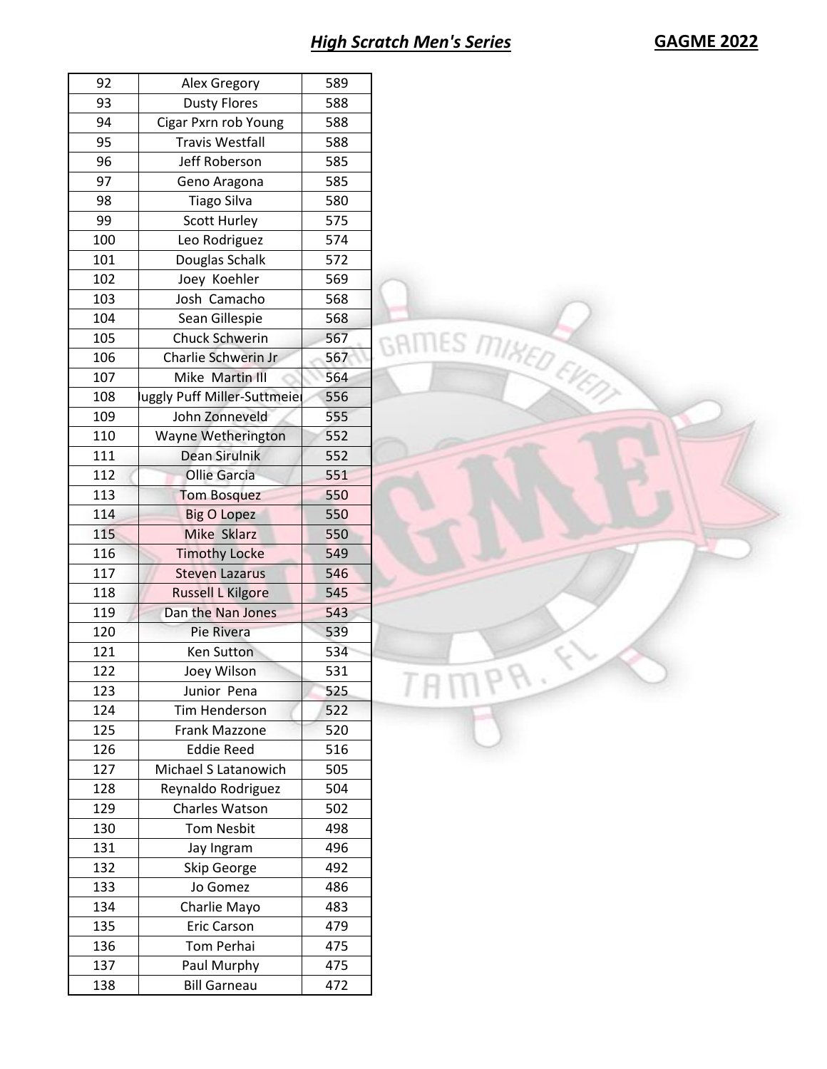## *High Scratch Men's Series*

**GAGME 2022**

| | | |
|---|---|---|
| 92 | Alex Gregory | 589 |
| 93 | Dusty Flores | 588 |
| 94 | Cigar Pxrn rob Young | 588 |
| 95 | Travis Westfall | 588 |
| 96 | Jeff Roberson | 585 |
| 97 | Geno Aragona | 585 |
| 98 | Tiago Silva | 580 |
| 99 | Scott Hurley | 575 |
| 100 | Leo Rodriguez | 574 |
| 101 | Douglas Schalk | 572 |
| 102 | Joey Koehler | 569 |
| 103 | Josh Camacho | 568 |
| 104 | Sean Gillespie | 568 |
| 105 | Chuck Schwerin | 567 |
| 106 | Charlie Schwerin Jr | 567 |
| 107 | Mike Martin III | 564 |
| 108 | Juggly Puff Miller-Suttmeier | 556 |
| 109 | John Zonneveld | 555 |
| 110 | Wayne Wetherington | 552 |
| 111 | Dean Sirulnik | 552 |
| 112 | Ollie Garcia | 551 |
| 113 | Tom Bosquez | 550 |
| 114 | Big O Lopez | 550 |
| 115 | Mike Sklarz | 550 |
| 116 | Timothy Locke | 549 |
| 117 | Steven Lazarus | 546 |
| 118 | Russell L Kilgore | 545 |
| 119 | Dan the Nan Jones | 543 |
| 120 | Pie Rivera | 539 |
| 121 | Ken Sutton | 534 |
| 122 | Joey Wilson | 531 |
| 123 | Junior Pena | 525 |
| 124 | Tim Henderson | 522 |
| 125 | Frank Mazzone | 520 |
| 126 | Eddie Reed | 516 |
| 127 | Michael S Latanowich | 505 |
| 128 | Reynaldo Rodriguez | 504 |
| 129 | Charles Watson | 502 |
| 130 | Tom Nesbit | 498 |
| 131 | Jay Ingram | 496 |
| 132 | Skip George | 492 |
| 133 | Jo Gomez | 486 |
| 134 | Charlie Mayo | 483 |
| 135 | Eric Carson | 479 |
| 136 | Tom Perhai | 475 |
| 137 | Paul Murphy | 475 |
| 138 | Bill Garneau | 472 |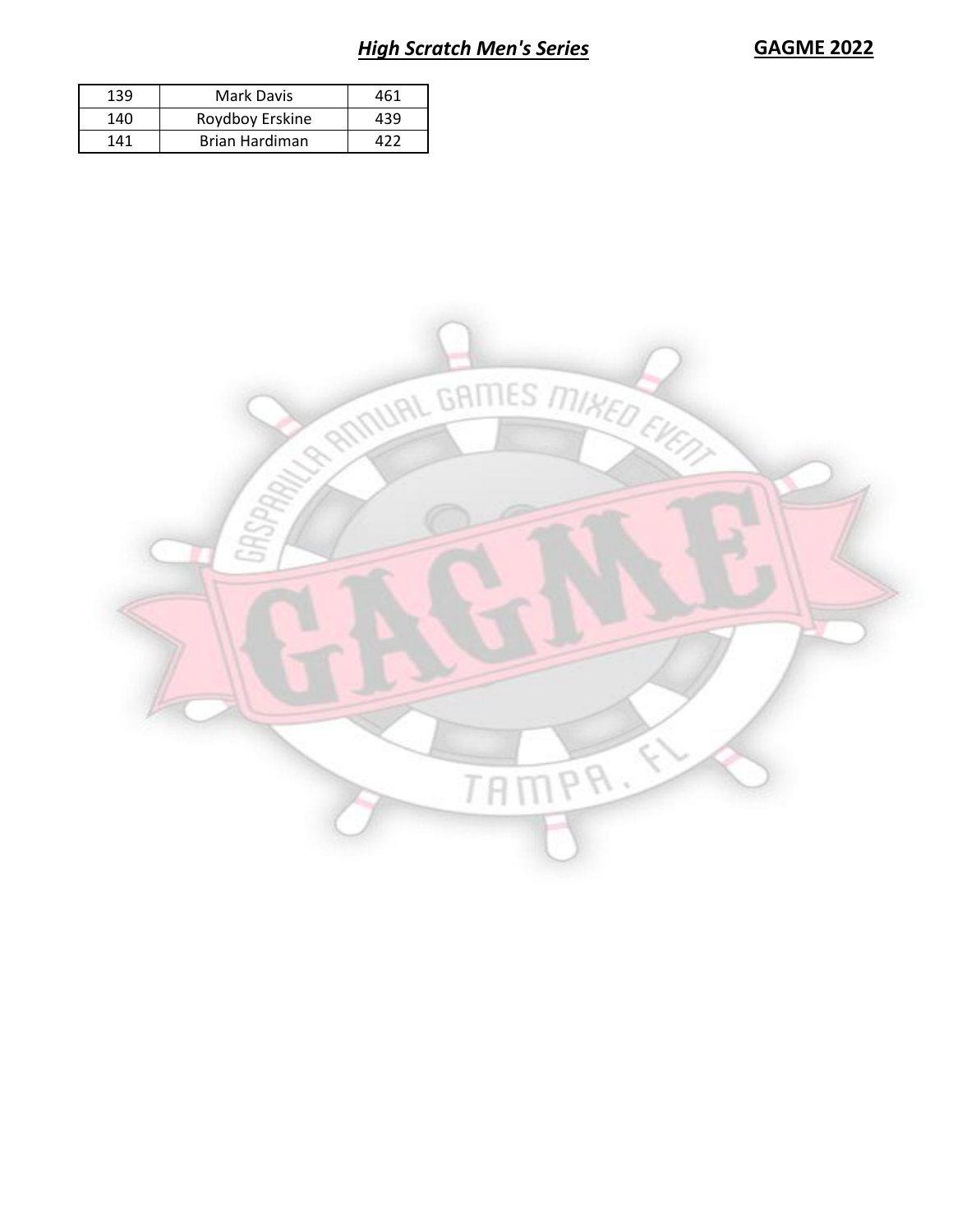| | | |
|---|---|---|
| 139 | Mark Davis | 461 |
| 140 | Roydboy Erskine | 439 |
| 141 | Brian Hardiman | 422 |